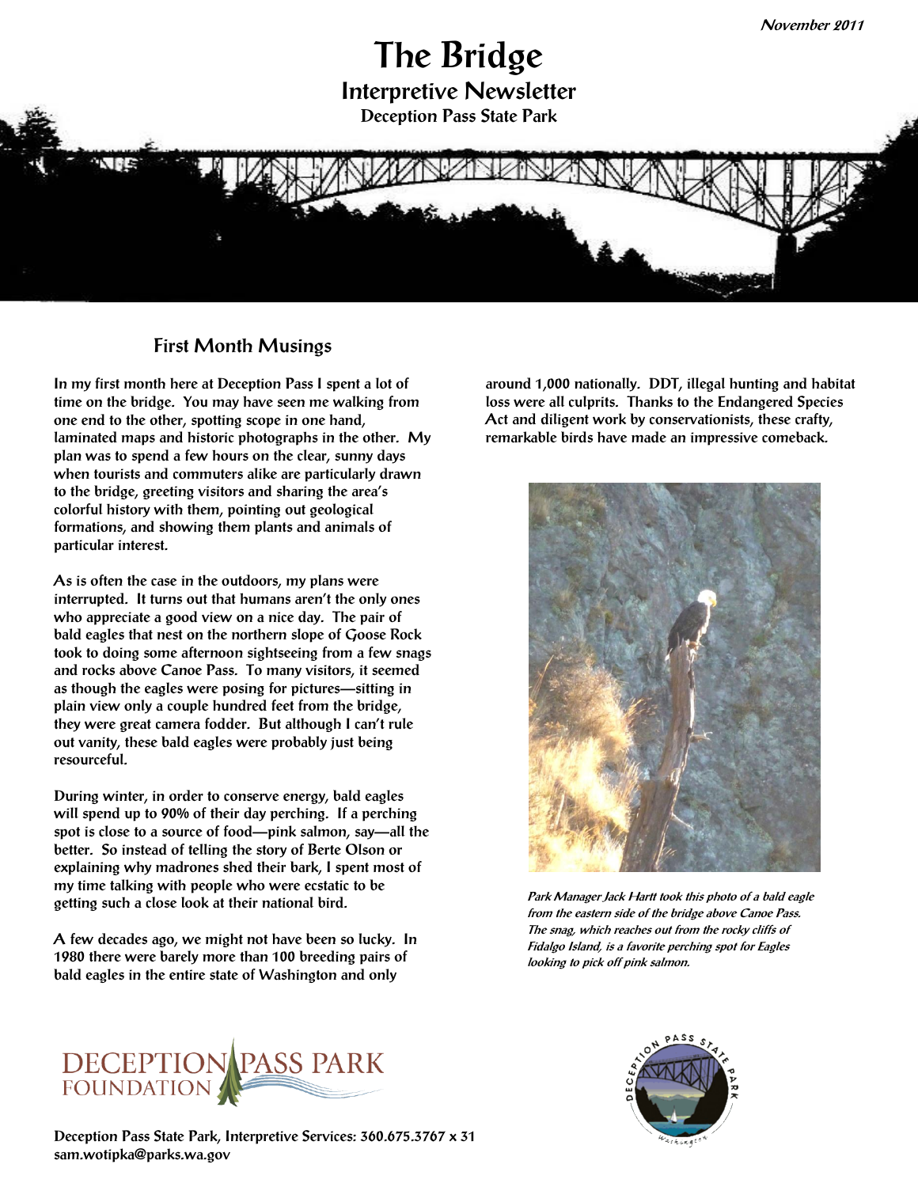November 2011

# The Bridge

## Interpretive Newsletter

### Deception Pass State Park

## First Month Musings

In my first month here at Deception Pass I spent a lot of time on the bridge. You may have seen me walking from one end to the other, spotting scope in one hand, laminated maps and historic photographs in the other. My plan was to spend a few hours on the clear, sunny days when tourists and commuters alike are particularly drawn to the bridge, greeting visitors and sharing the area's colorful history with them, pointing out geological formations, and showing them plants and animals of particular interest.

As is often the case in the outdoors, my plans were interrupted. It turns out that humans aren't the only ones who appreciate a good view on a nice day. The pair of bald eagles that nest on the northern slope of Goose Rock took to doing some afternoon sightseeing from a few snags and rocks above Canoe Pass. To many visitors, it seemed as though the eagles were posing for pictures—sitting in plain view only a couple hundred feet from the bridge, they were great camera fodder. But although I can't rule out vanity, these bald eagles were probably just being resourceful.

During winter, in order to conserve energy, bald eagles will spend up to 90% of their day perching. If a perching spot is close to a source of food—pink salmon, say—all the better. So instead of telling the story of Berte Olson or explaining why madrones shed their bark, I spent most of my time talking with people who were ecstatic to be getting such a close look at their national bird.

A few decades ago, we might not have been so lucky. In 1980 there were barely more than 100 breeding pairs of bald eagles in the entire state of Washington and only around 1,000 nationally. DDT, illegal hunting and habitat loss were all culprits. Thanks to the Endangered Species Act and diligent work by conservationists, these crafty, remarkable birds have made an impressive comeback.

*Park Manager Jack Hartt took this photo of a bald eagle from the eastern side of the bridge above Canoe Pass. The snag, which reaches out from the rocky cliffs of Fidalgo Island, is a favorite perching spot for Eagles looking to pick off pink salmon.*

DECEPTION PASS PARK FOUNDATION

Deception Pass State Park, Interpretive Services: 360.675.3767 x 31
sam.wotipka@parks.wa.gov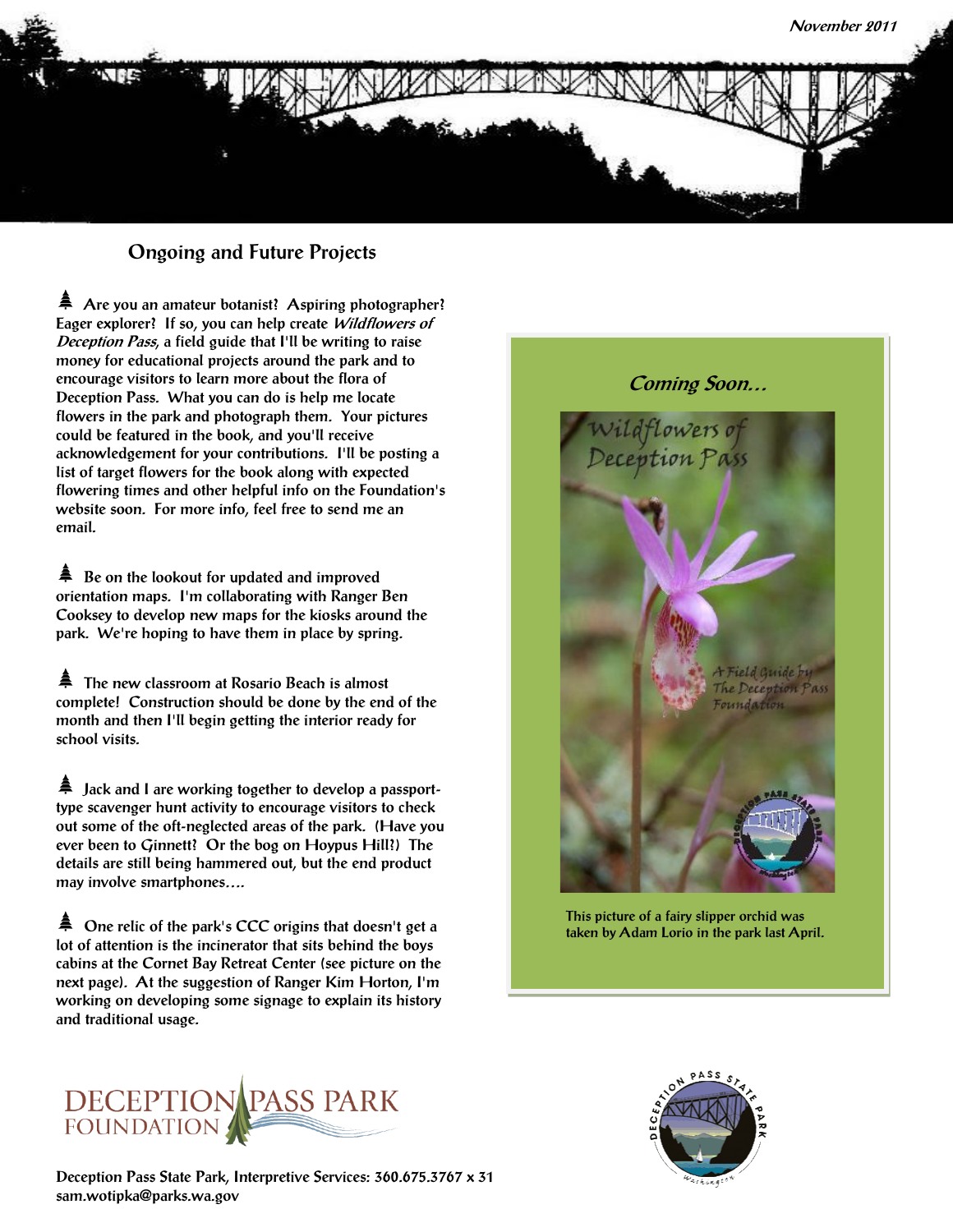November 2011

## Ongoing and Future Projects

- Are you an amateur botanist? Aspiring photographer? Eager explorer? If so, you can help create *Wildflowers of Deception Pass*, a field guide that I'll be writing to raise money for educational projects around the park and to encourage visitors to learn more about the flora of Deception Pass. What you can do is help me locate flowers in the park and photograph them. Your pictures could be featured in the book, and you'll receive acknowledgement for your contributions. I'll be posting a list of target flowers for the book along with expected flowering times and other helpful info on the Foundation's website soon. For more info, feel free to send me an email.

- Be on the lookout for updated and improved orientation maps. I'm collaborating with Ranger Ben Cooksey to develop new maps for the kiosks around the park. We're hoping to have them in place by spring.

- The new classroom at Rosario Beach is almost complete! Construction should be done by the end of the month and then I'll begin getting the interior ready for school visits.

- Jack and I are working together to develop a passport-type scavenger hunt activity to encourage visitors to check out some of the oft-neglected areas of the park. (Have you ever been to Ginnett? Or the bog on Hoypus Hill?) The details are still being hammered out, but the end product may involve smartphones….

- One relic of the park's CCC origins that doesn't get a lot of attention is the incinerator that sits behind the boys cabins at the Cornet Bay Retreat Center (see picture on the next page). At the suggestion of Ranger Kim Horton, I'm working on developing some signage to explain its history and traditional usage.

*Coming Soon…*

Wildflowers of Deception Pass

A Field Guide by The Deception Pass Foundation

This picture of a fairy slipper orchid was taken by Adam Lorio in the park last April.

DECEPTION PASS PARK FOUNDATION

Deception Pass State Park, Interpretive Services: 360.675.3767 x 31
sam.wotipka@parks.wa.gov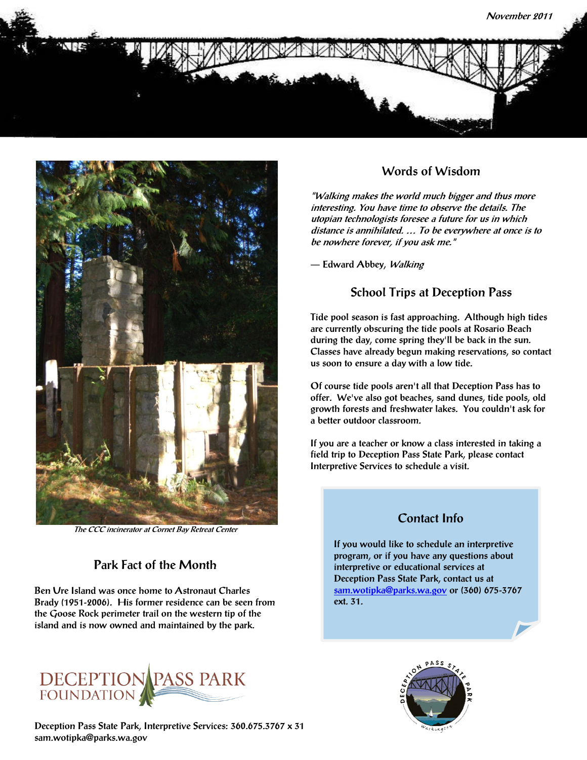November 2011

*The CCC incinerator at Cornet Bay Retreat Center*

## Park Fact of the Month

Ben Ure Island was once home to Astronaut Charles Brady (1951-2006). His former residence can be seen from the Goose Rock perimeter trail on the western tip of the island and is now owned and maintained by the park.

## Words of Wisdom

*"Walking makes the world much bigger and thus more interesting. You have time to observe the details. The utopian technologists foresee a future for us in which distance is annihilated. … To be everywhere at once is to be nowhere forever, if you ask me."*

— Edward Abbey, *Walking*

## School Trips at Deception Pass

Tide pool season is fast approaching. Although high tides are currently obscuring the tide pools at Rosario Beach during the day, come spring they'll be back in the sun. Classes have already begun making reservations, so contact us soon to ensure a day with a low tide.

Of course tide pools aren't all that Deception Pass has to offer. We've also got beaches, sand dunes, tide pools, old growth forests and freshwater lakes. You couldn't ask for a better outdoor classroom.

If you are a teacher or know a class interested in taking a field trip to Deception Pass State Park, please contact Interpretive Services to schedule a visit.

## Contact Info

If you would like to schedule an interpretive program, or if you have any questions about interpretive or educational services at Deception Pass State Park, contact us at sam.wotipka@parks.wa.gov or (360) 675-3767 ext. 31.

DECEPTION PASS PARK FOUNDATION

Deception Pass State Park, Interpretive Services: 360.675.3767 x 31
sam.wotipka@parks.wa.gov